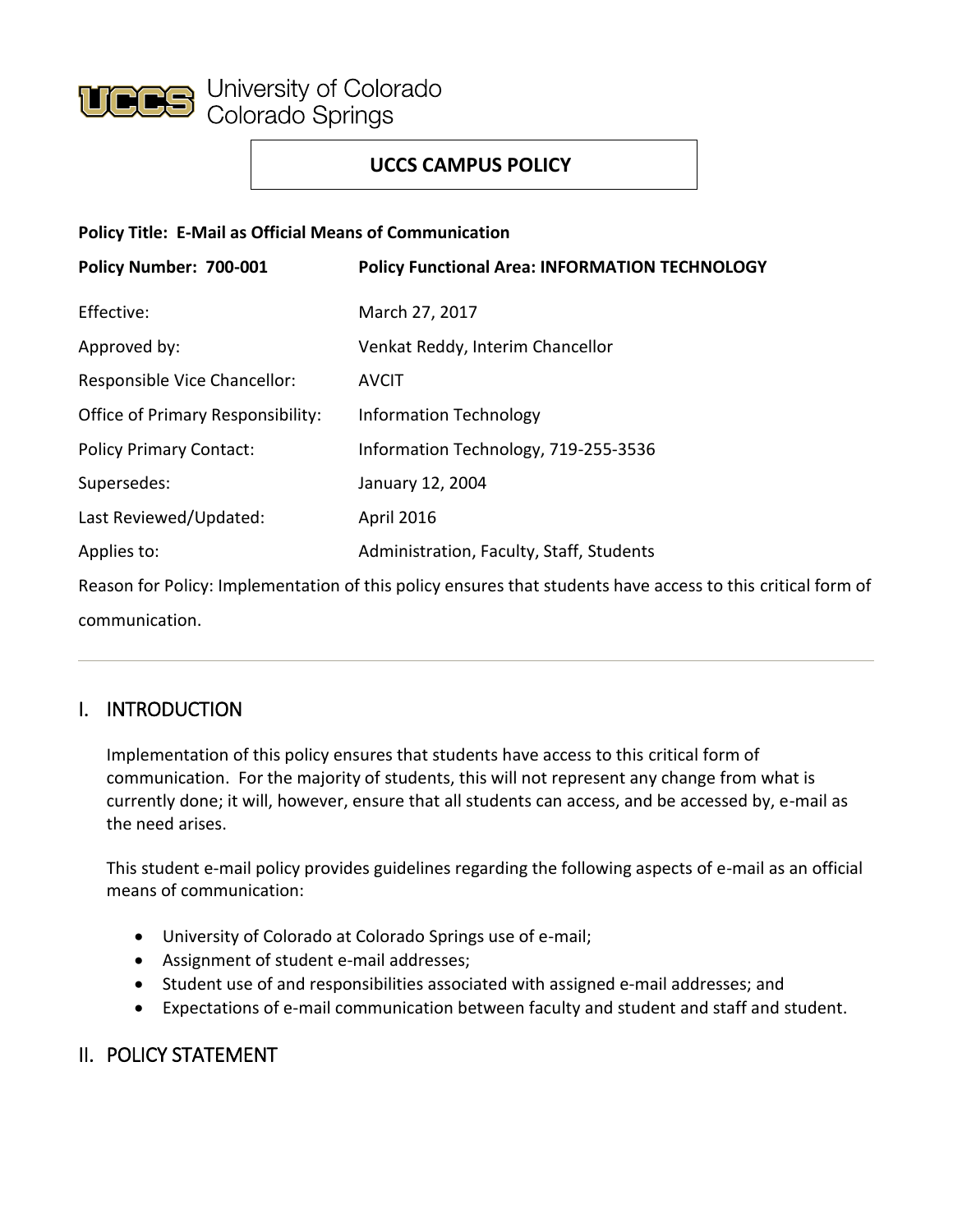University of Colorado Colorado Springs

# UCCS CAMPUS POLICY

**Policy Title: E-Mail as Official Means of Communication**

| **Policy Number: 700-001** | **Policy Functional Area: INFORMATION TECHNOLOGY** |
|---|---|
| Effective: | March 27, 2017 |
| Approved by: | Venkat Reddy, Interim Chancellor |
| Responsible Vice Chancellor: | AVCIT |
| Office of Primary Responsibility: | Information Technology |
| Policy Primary Contact: | Information Technology, 719-255-3536 |
| Supersedes: | January 12, 2004 |
| Last Reviewed/Updated: | April 2016 |
| Applies to: | Administration, Faculty, Staff, Students |

Reason for Policy: Implementation of this policy ensures that students have access to this critical form of communication.

---

## I. INTRODUCTION

Implementation of this policy ensures that students have access to this critical form of communication. For the majority of students, this will not represent any change from what is currently done; it will, however, ensure that all students can access, and be accessed by, e-mail as the need arises.

This student e-mail policy provides guidelines regarding the following aspects of e-mail as an official means of communication:

- University of Colorado at Colorado Springs use of e-mail;
- Assignment of student e-mail addresses;
- Student use of and responsibilities associated with assigned e-mail addresses; and
- Expectations of e-mail communication between faculty and student and staff and student.

## II. POLICY STATEMENT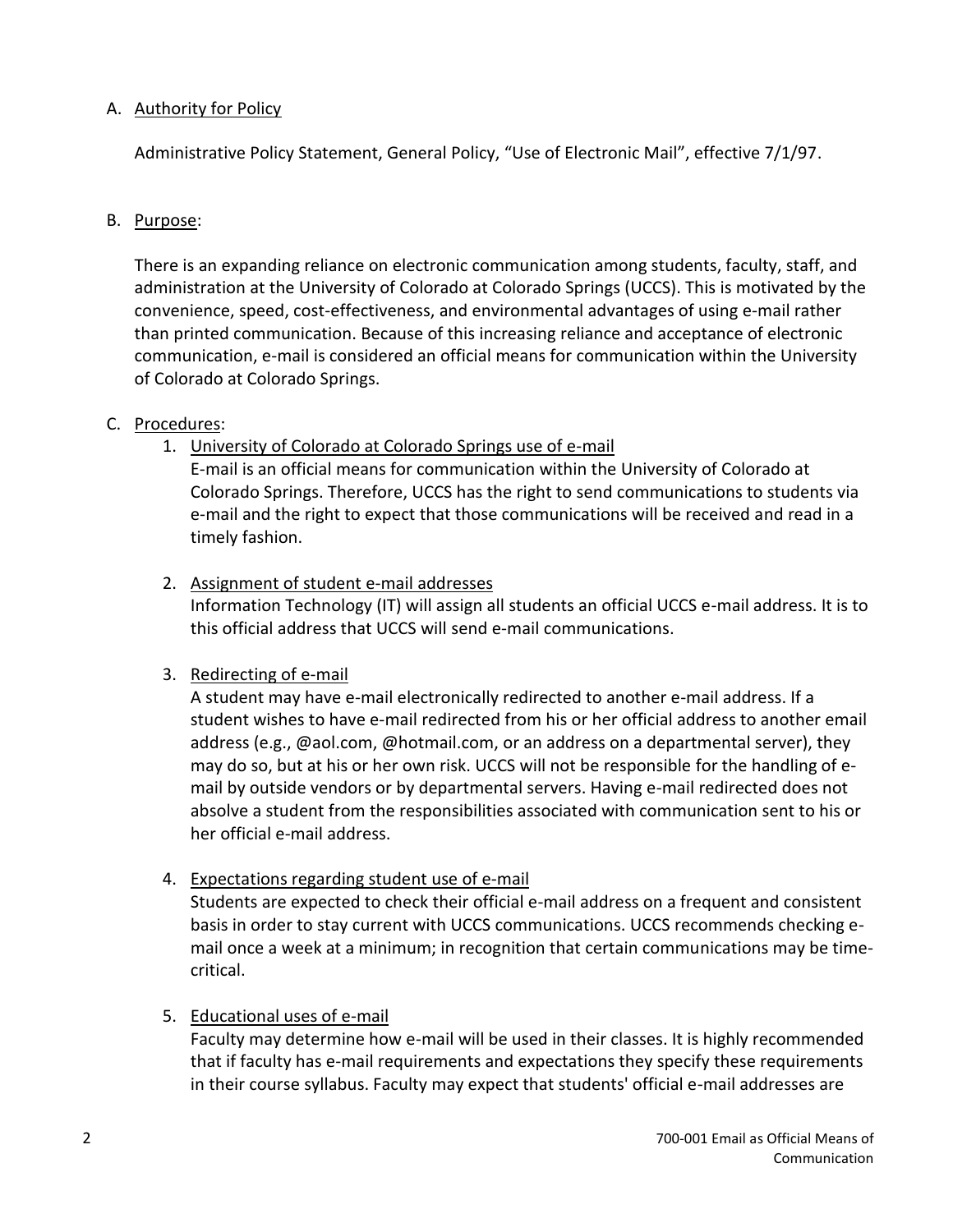A. <u>Authority for Policy</u>

   Administrative Policy Statement, General Policy, "Use of Electronic Mail", effective 7/1/97.

B. <u>Purpose</u>:

   There is an expanding reliance on electronic communication among students, faculty, staff, and administration at the University of Colorado at Colorado Springs (UCCS). This is motivated by the convenience, speed, cost-effectiveness, and environmental advantages of using e-mail rather than printed communication. Because of this increasing reliance and acceptance of electronic communication, e-mail is considered an official means for communication within the University of Colorado at Colorado Springs.

C. <u>Procedures</u>:

   1. <u>University of Colorado at Colorado Springs use of e-mail</u>
      E-mail is an official means for communication within the University of Colorado at Colorado Springs. Therefore, UCCS has the right to send communications to students via e-mail and the right to expect that those communications will be received and read in a timely fashion.

   2. <u>Assignment of student e-mail addresses</u>
      Information Technology (IT) will assign all students an official UCCS e-mail address. It is to this official address that UCCS will send e-mail communications.

   3. <u>Redirecting of e-mail</u>
      A student may have e-mail electronically redirected to another e-mail address. If a student wishes to have e-mail redirected from his or her official address to another email address (e.g., @aol.com, @hotmail.com, or an address on a departmental server), they may do so, but at his or her own risk. UCCS will not be responsible for the handling of e-mail by outside vendors or by departmental servers. Having e-mail redirected does not absolve a student from the responsibilities associated with communication sent to his or her official e-mail address.

   4. <u>Expectations regarding student use of e-mail</u>
      Students are expected to check their official e-mail address on a frequent and consistent basis in order to stay current with UCCS communications. UCCS recommends checking e-mail once a week at a minimum; in recognition that certain communications may be time-critical.

   5. <u>Educational uses of e-mail</u>
      Faculty may determine how e-mail will be used in their classes. It is highly recommended that if faculty has e-mail requirements and expectations they specify these requirements in their course syllabus. Faculty may expect that students' official e-mail addresses are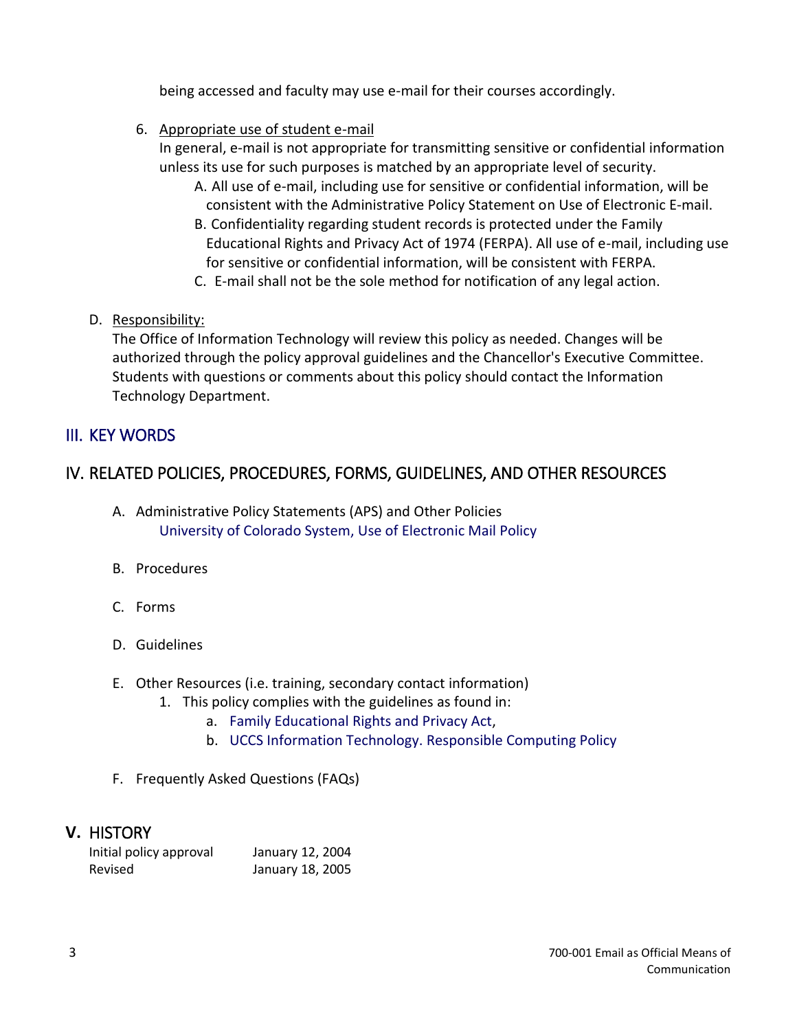being accessed and faculty may use e-mail for their courses accordingly.

6. Appropriate use of student e-mail
   In general, e-mail is not appropriate for transmitting sensitive or confidential information unless its use for such purposes is matched by an appropriate level of security.
   A. All use of e-mail, including use for sensitive or confidential information, will be consistent with the Administrative Policy Statement on Use of Electronic E-mail.
   B. Confidentiality regarding student records is protected under the Family Educational Rights and Privacy Act of 1974 (FERPA). All use of e-mail, including use for sensitive or confidential information, will be consistent with FERPA.
   C. E-mail shall not be the sole method for notification of any legal action.

D. Responsibility:
The Office of Information Technology will review this policy as needed. Changes will be authorized through the policy approval guidelines and the Chancellor's Executive Committee. Students with questions or comments about this policy should contact the Information Technology Department.

## III. KEY WORDS

## IV. RELATED POLICIES, PROCEDURES, FORMS, GUIDELINES, AND OTHER RESOURCES

A. Administrative Policy Statements (APS) and Other Policies
   University of Colorado System, Use of Electronic Mail Policy

B. Procedures

C. Forms

D. Guidelines

E. Other Resources (i.e. training, secondary contact information)
   1. This policy complies with the guidelines as found in:
      a. Family Educational Rights and Privacy Act,
      b. UCCS Information Technology. Responsible Computing Policy

F. Frequently Asked Questions (FAQs)

## V. HISTORY

| | |
|---|---|
| Initial policy approval | January 12, 2004 |
| Revised | January 18, 2005 |